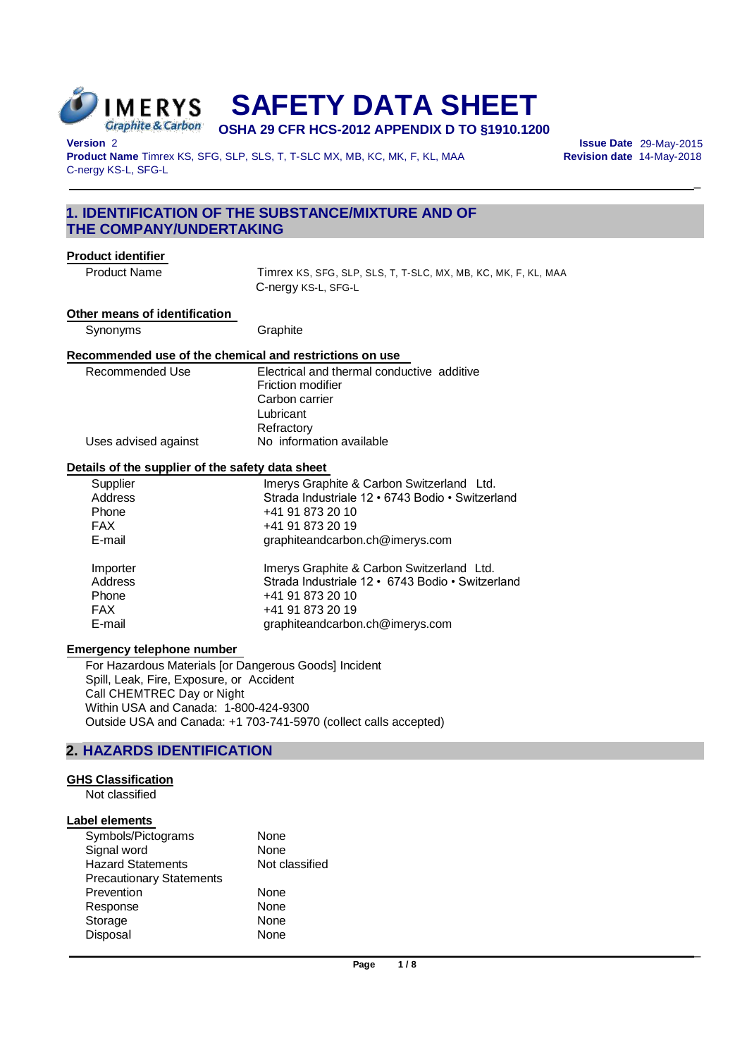IMERYS Graphite & Carbon

# SAFETY DATA SHEET

**OSHA 29 CFR HCS-2012 APPENDIX D TO §1910.1200**

**Version** 2
**Product Name** Timrex KS, SFG, SLP, SLS, T, T-SLC MX, MB, KC, MK, F, KL, MAA
C-nergy KS-L, SFG-L

**Issue Date** 29-May-2015
**Revision date** 14-May-2018

## 1. IDENTIFICATION OF THE SUBSTANCE/MIXTURE AND OF THE COMPANY/UNDERTAKING

### Product identifier

| | |
|---|---|
| Product Name | Timrex KS, SFG, SLP, SLS, T, T-SLC, MX, MB, KC, MK, F, KL, MAA<br>C-nergy KS-L, SFG-L |

### Other means of identification

| | |
|---|---|
| Synonyms | Graphite |

### Recommended use of the chemical and restrictions on use

| | |
|---|---|
| Recommended Use | Electrical and thermal conductive additive<br>Friction modifier<br>Carbon carrier<br>Lubricant<br>Refractory |
| Uses advised against | No information available |

### Details of the supplier of the safety data sheet

| | |
|---|---|
| Supplier | Imerys Graphite & Carbon Switzerland Ltd. |
| Address | Strada Industriale 12 • 6743 Bodio • Switzerland |
| Phone | +41 91 873 20 10 |
| FAX | +41 91 873 20 19 |
| E-mail | graphiteandcarbon.ch@imerys.com |

| | |
|---|---|
| Importer | Imerys Graphite & Carbon Switzerland Ltd. |
| Address | Strada Industriale 12 • 6743 Bodio • Switzerland |
| Phone | +41 91 873 20 10 |
| FAX | +41 91 873 20 19 |
| E-mail | graphiteandcarbon.ch@imerys.com |

### Emergency telephone number

For Hazardous Materials [or Dangerous Goods] Incident
Spill, Leak, Fire, Exposure, or Accident
Call CHEMTREC Day or Night
Within USA and Canada: 1-800-424-9300
Outside USA and Canada: +1 703-741-5970 (collect calls accepted)

## 2. HAZARDS IDENTIFICATION

### GHS Classification

Not classified

### Label elements

| | |
|---|---|
| Symbols/Pictograms | None |
| Signal word | None |
| Hazard Statements | Not classified |
| Precautionary Statements | |
| Prevention | None |
| Response | None |
| Storage | None |
| Disposal | None |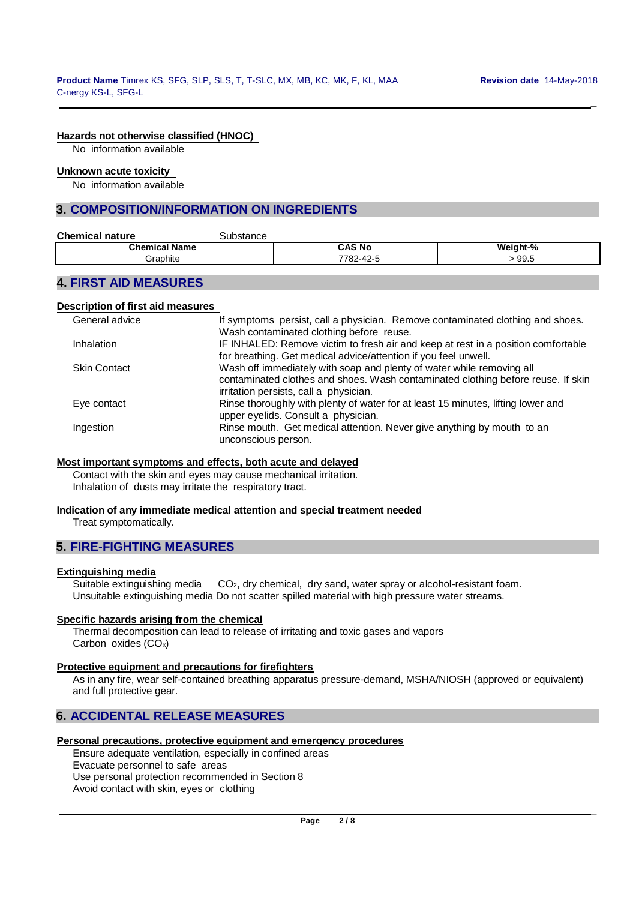#### Hazards not otherwise classified (HNOC)

No information available

#### Unknown acute toxicity

No information available

## 3. COMPOSITION/INFORMATION ON INGREDIENTS

**Chemical nature** Substance

| Chemical Name | CAS No | Weight-% |
|---|---|---|
| Graphite | 7782-42-5 | > 99.5 |

## 4. FIRST AID MEASURES

#### Description of first aid measures

| | |
|---|---|
| General advice | If symptoms persist, call a physician. Remove contaminated clothing and shoes. Wash contaminated clothing before reuse. |
| Inhalation | IF INHALED: Remove victim to fresh air and keep at rest in a position comfortable for breathing. Get medical advice/attention if you feel unwell. |
| Skin Contact | Wash off immediately with soap and plenty of water while removing all contaminated clothes and shoes. Wash contaminated clothing before reuse. If skin irritation persists, call a physician. |
| Eye contact | Rinse thoroughly with plenty of water for at least 15 minutes, lifting lower and upper eyelids. Consult a physician. |
| Ingestion | Rinse mouth. Get medical attention. Never give anything by mouth to an unconscious person. |

#### Most important symptoms and effects, both acute and delayed

Contact with the skin and eyes may cause mechanical irritation.
Inhalation of dusts may irritate the respiratory tract.

#### Indication of any immediate medical attention and special treatment needed

Treat symptomatically.

## 5. FIRE-FIGHTING MEASURES

#### Extinguishing media

Suitable extinguishing media $CO_2$, dry chemical, dry sand, water spray or alcohol-resistant foam.
Unsuitable extinguishing media Do not scatter spilled material with high pressure water streams.

#### Specific hazards arising from the chemical

Thermal decomposition can lead to release of irritating and toxic gases and vapors
Carbon oxides ($CO_x$)

#### Protective equipment and precautions for firefighters

As in any fire, wear self-contained breathing apparatus pressure-demand, MSHA/NIOSH (approved or equivalent) and full protective gear.

## 6. ACCIDENTAL RELEASE MEASURES

#### Personal precautions, protective equipment and emergency procedures

Ensure adequate ventilation, especially in confined areas
Evacuate personnel to safe areas
Use personal protection recommended in Section 8
Avoid contact with skin, eyes or clothing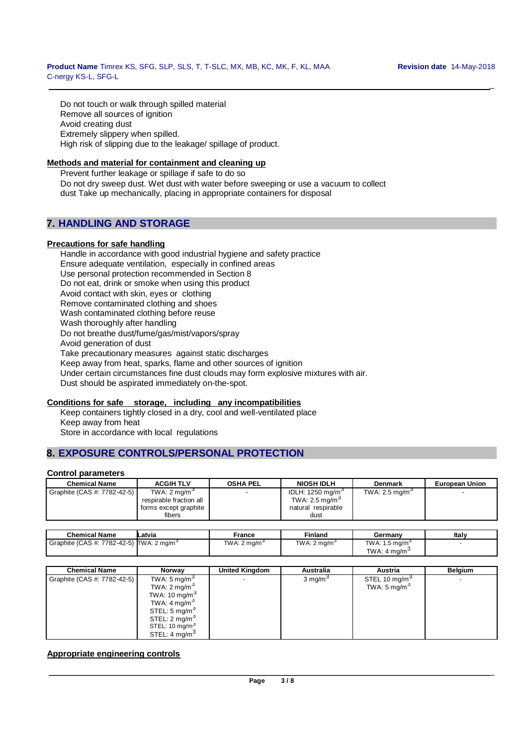Do not touch or walk through spilled material
Remove all sources of ignition
Avoid creating dust
Extremely slippery when spilled.
High risk of slipping due to the leakage/ spillage of product.

**Methods and material for containment and cleaning up**

Prevent further leakage or spillage if safe to do so
Do not dry sweep dust. Wet dust with water before sweeping or use a vacuum to collect dust Take up mechanically, placing in appropriate containers for disposal

## 7. HANDLING AND STORAGE

**Precautions for safe handling**

Handle in accordance with good industrial hygiene and safety practice
Ensure adequate ventilation, especially in confined areas
Use personal protection recommended in Section 8
Do not eat, drink or smoke when using this product
Avoid contact with skin, eyes or clothing
Remove contaminated clothing and shoes
Wash contaminated clothing before reuse
Wash thoroughly after handling
Do not breathe dust/fume/gas/mist/vapors/spray
Avoid generation of dust
Take precautionary measures against static discharges
Keep away from heat, sparks, flame and other sources of ignition
Under certain circumstances fine dust clouds may form explosive mixtures with air.
Dust should be aspirated immediately on-the-spot.

**Conditions for safe storage, including any incompatibilities**

Keep containers tightly closed in a dry, cool and well-ventilated place
Keep away from heat
Store in accordance with local regulations

## 8. EXPOSURE CONTROLS/PERSONAL PROTECTION

**Control parameters**

| Chemical Name | ACGIH TLV | OSHA PEL | NIOSH IDLH | Denmark | European Union |
|---|---|---|---|---|---|
| Graphite (CAS #: 7782-42-5) | TWA: 2 mg/m$^3$ respirable fraction all forms except graphite fibers | - | IDLH: 1250 mg/m$^3$ TWA: 2.5 mg/m$^3$ natural respirable dust | TWA: 2.5 mg/m$^3$ | - |

| Chemical Name | Latvia | France | Finland | Germany | Italy |
|---|---|---|---|---|---|
| Graphite (CAS #: 7782-42-5) | TWA: 2 mg/m$^3$ | TWA: 2 mg/m$^3$ | TWA: 2 mg/m$^3$ | TWA: 1.5 mg/m$^3$ TWA: 4 mg/m$^3$ | - |

| Chemical Name | Norway | United Kingdom | Australia | Austria | Belgium |
|---|---|---|---|---|---|
| Graphite (CAS #: 7782-42-5) | TWA: 5 mg/m$^3$ TWA: 2 mg/m$^3$ TWA: 10 mg/m$^3$ TWA: 4 mg/m$^3$ STEL: 5 mg/m$^3$ STEL: 2 mg/m$^3$ STEL: 10 mg/m$^3$ STEL: 4 mg/m$^3$ | - | 3 mg/m$^3$ | STEL 10 mg/m$^3$ TWA: 5 mg/m$^3$ | - |

**Appropriate engineering controls**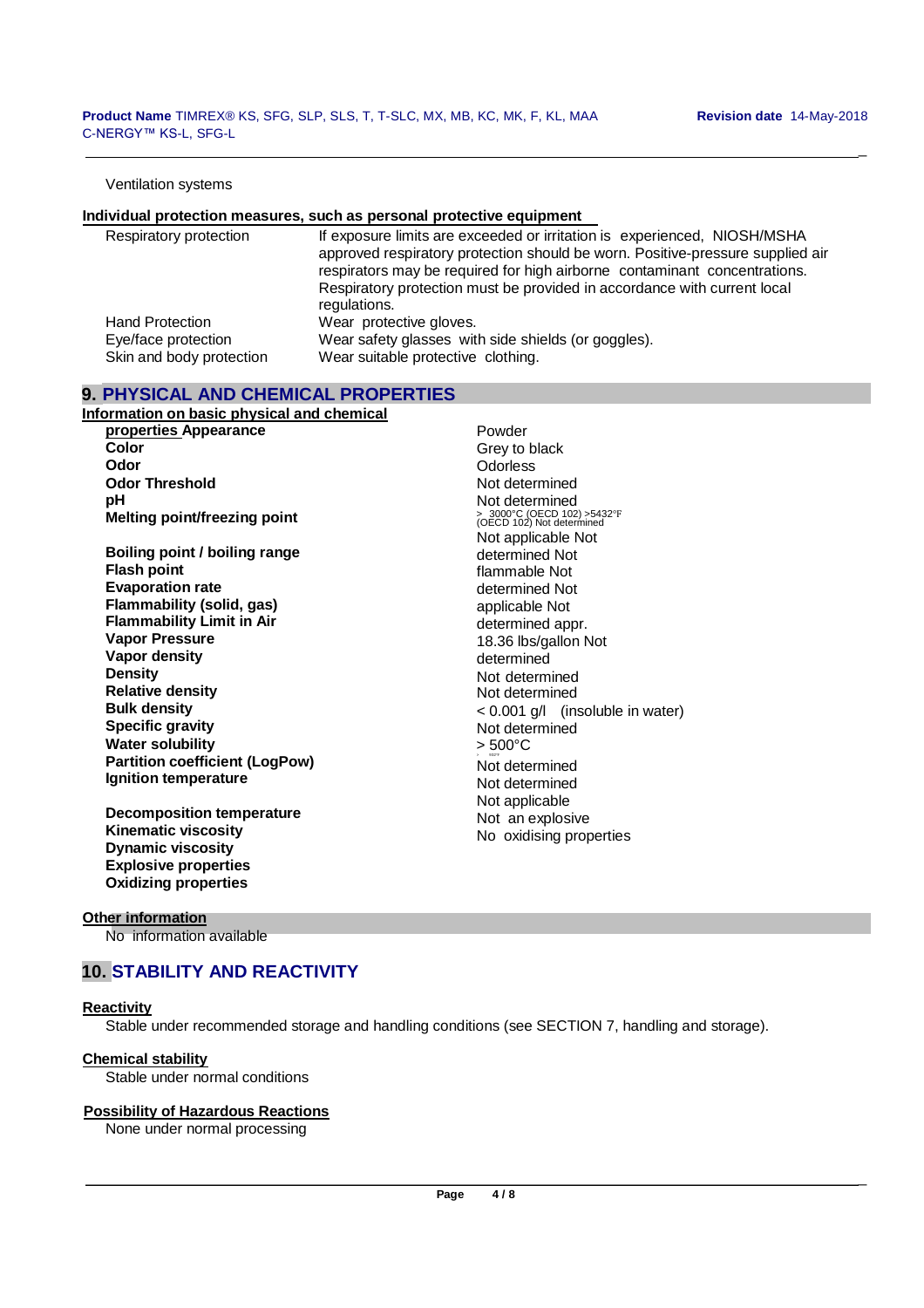Ventilation systems

**Individual protection measures, such as personal protective equipment**

| | |
|---|---|
| Respiratory protection | If exposure limits are exceeded or irritation is experienced, NIOSH/MSHA approved respiratory protection should be worn. Positive-pressure supplied air respirators may be required for high airborne contaminant concentrations. Respiratory protection must be provided in accordance with current local regulations. |
| Hand Protection | Wear protective gloves. |
| Eye/face protection | Wear safety glasses with side shields (or goggles). |
| Skin and body protection | Wear suitable protective clothing. |

## 9. PHYSICAL AND CHEMICAL PROPERTIES

**Information on basic physical and chemical properties**

| Property | Value |
|---|---|
| **Appearance** | Powder |
| **Color** | Grey to black |
| **Odor** | Odorless |
| **Odor Threshold** | Not determined |
| **pH** | Not determined |
| **Melting point/freezing point** | > 3000°C (OECD 102) >5432°F (OECD 102) |
| **Boiling point / boiling range** | Not determined |
| **Flash point** | Not applicable |
| **Evaporation rate** | Not determined |
| **Flammability (solid, gas)** | Not flammable |
| **Flammability Limit in Air** | Not determined |
| **Vapor Pressure** | Not applicable |
| **Vapor density** | Not determined |
| **Density** | appr. 18.36 lbs/gallon |
| **Relative density** | Not determined |
| **Bulk density** | Not determined |
| **Specific gravity** | Not determined |
| **Water solubility** | < 0.001 g/l (insoluble in water) |
| **Partition coefficient (LogPow)** | Not determined |
| **Ignition temperature** | > 500°C |
| **Decomposition temperature** | Not determined |
| **Kinematic viscosity** | Not determined |
| **Dynamic viscosity** | Not applicable |
| **Explosive properties** | Not an explosive |
| **Oxidizing properties** | No oxidising properties |

**Other information**

No information available

## 10. STABILITY AND REACTIVITY

**Reactivity**

Stable under recommended storage and handling conditions (see SECTION 7, handling and storage).

**Chemical stability**

Stable under normal conditions

**Possibility of Hazardous Reactions**

None under normal processing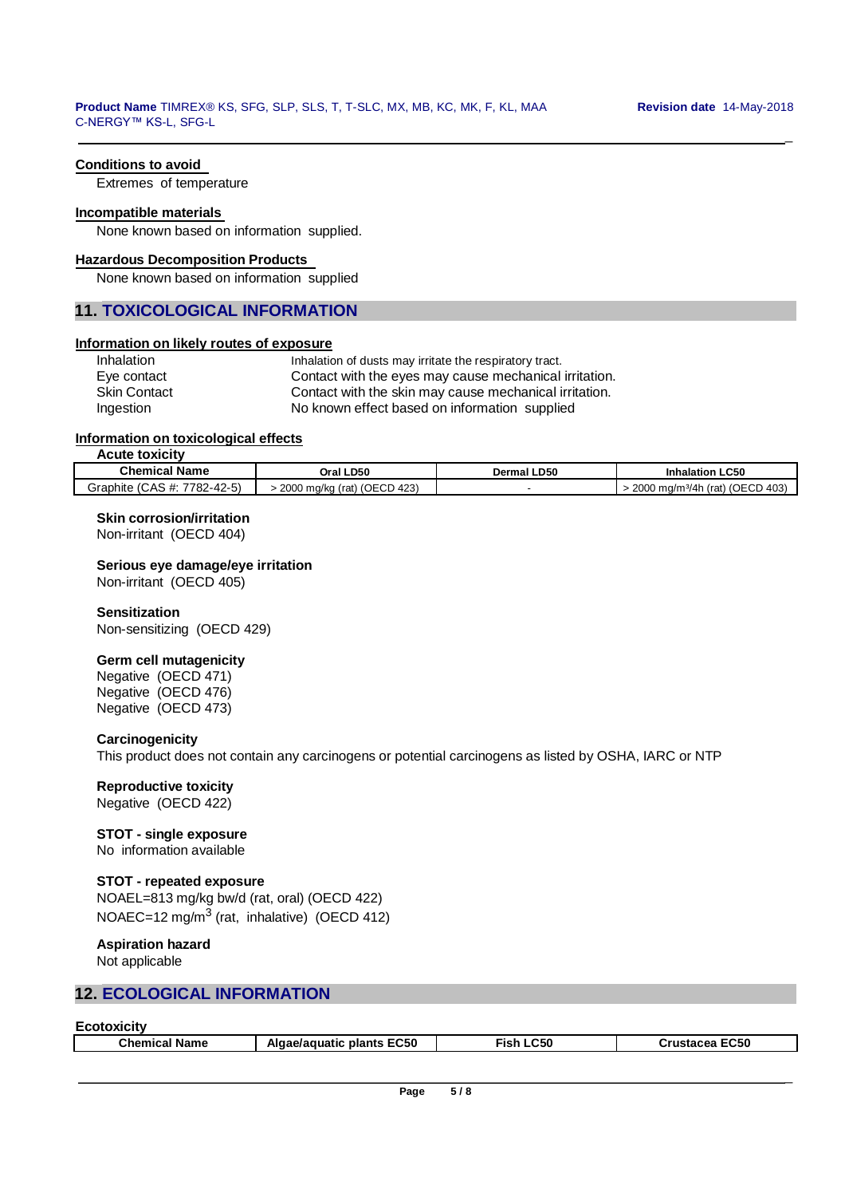**Conditions to avoid**

Extremes of temperature

**Incompatible materials**

None known based on information supplied.

**Hazardous Decomposition Products**

None known based on information supplied

## 11. TOXICOLOGICAL INFORMATION

**Information on likely routes of exposure**

| | |
|---|---|
| Inhalation | Inhalation of dusts may irritate the respiratory tract. |
| Eye contact | Contact with the eyes may cause mechanical irritation. |
| Skin Contact | Contact with the skin may cause mechanical irritation. |
| Ingestion | No known effect based on information supplied |

**Information on toxicological effects**

**Acute toxicity**

| Chemical Name | Oral LD50 | Dermal LD50 | Inhalation LC50 |
|---|---|---|---|
| Graphite (CAS #: 7782-42-5) | > 2000 mg/kg (rat) (OECD 423) | - | > 2000 mg/m³/4h (rat) (OECD 403) |

**Skin corrosion/irritation**

Non-irritant (OECD 404)

**Serious eye damage/eye irritation**

Non-irritant (OECD 405)

**Sensitization**

Non-sensitizing (OECD 429)

**Germ cell mutagenicity**

Negative (OECD 471)
Negative (OECD 476)
Negative (OECD 473)

**Carcinogenicity**

This product does not contain any carcinogens or potential carcinogens as listed by OSHA, IARC or NTP

**Reproductive toxicity**

Negative (OECD 422)

**STOT - single exposure**

No information available

**STOT - repeated exposure**

NOAEL=813 mg/kg bw/d (rat, oral) (OECD 422)
NOAEC=12 mg/m$^3$ (rat, inhalative) (OECD 412)

**Aspiration hazard**

Not applicable

## 12. ECOLOGICAL INFORMATION

**Ecotoxicity**

| Chemical Name | Algae/aquatic plants EC50 | Fish LC50 | Crustacea EC50 |
|---|---|---|---|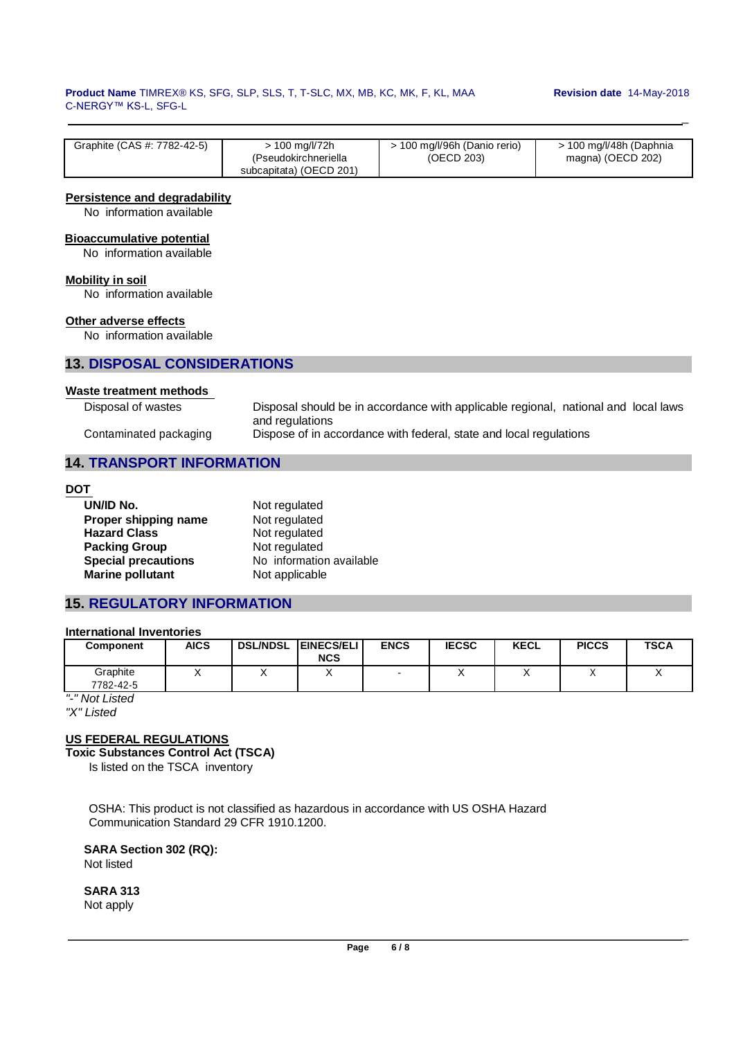| Graphite (CAS #: 7782-42-5) | > 100 mg/l/72h (Pseudokirchneriella subcapitata) (OECD 201) | > 100 mg/l/96h (Danio rerio) (OECD 203) | > 100 mg/l/48h (Daphnia magna) (OECD 202) |
|---|---|---|---|

**Persistence and degradability**

No information available

**Bioaccumulative potential**

No information available

**Mobility in soil**

No information available

**Other adverse effects**

No information available

## 13. DISPOSAL CONSIDERATIONS

**Waste treatment methods**

| | |
|---|---|
| Disposal of wastes | Disposal should be in accordance with applicable regional, national and local laws and regulations |
| Contaminated packaging | Dispose of in accordance with federal, state and local regulations |

## 14. TRANSPORT INFORMATION

**DOT**

| | |
|---|---|
| **UN/ID No.** | Not regulated |
| **Proper shipping name** | Not regulated |
| **Hazard Class** | Not regulated |
| **Packing Group** | Not regulated |
| **Special precautions** | No information available |
| **Marine pollutant** | Not applicable |

## 15. REGULATORY INFORMATION

**International Inventories**

| Component | AICS | DSL/NDSL | EINECS/ELINCS | ENCS | IECSC | KECL | PICCS | TSCA |
|---|---|---|---|---|---|---|---|---|
| Graphite 7782-42-5 | X | X | X | - | X | X | X | X |

*"-" Not Listed*
*"X" Listed*

**US FEDERAL REGULATIONS**

**Toxic Substances Control Act (TSCA)**

Is listed on the TSCA inventory

OSHA: This product is not classified as hazardous in accordance with US OSHA Hazard Communication Standard 29 CFR 1910.1200.

**SARA Section 302 (RQ):**
Not listed

**SARA 313**
Not apply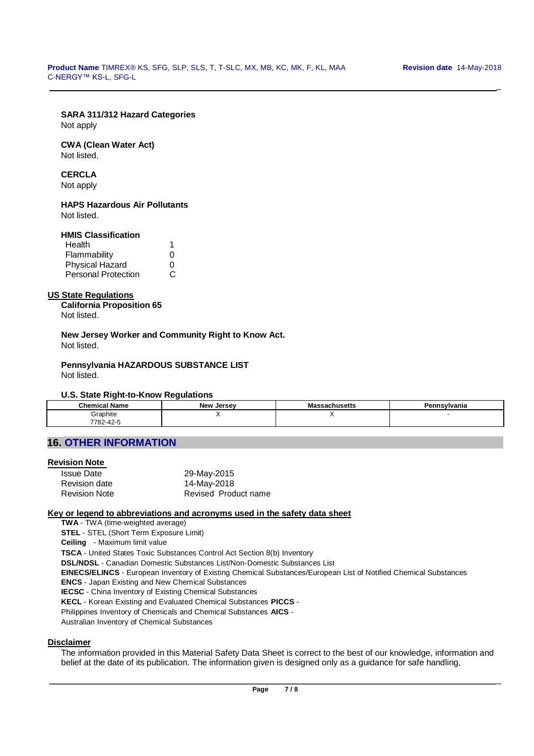**SARA 311/312 Hazard Categories**
Not apply

**CWA (Clean Water Act)**
Not listed.

**CERCLA**
Not apply

**HAPS Hazardous Air Pollutants**
Not listed.

**HMIS Classification**

| | |
|---|---|
| Health | 1 |
| Flammability | 0 |
| Physical Hazard | 0 |
| Personal Protection | C |

**US State Regulations**

**California Proposition 65**
Not listed.

**New Jersey Worker and Community Right to Know Act.**
Not listed.

**Pennsylvania HAZARDOUS SUBSTANCE LIST**
Not listed.

**U.S. State Right-to-Know Regulations**

| Chemical Name | New Jersey | Massachusetts | Pennsylvania |
|---|---|---|---|
| Graphite 7782-42-5 | X | X | - |

## 16. OTHER INFORMATION

**Revision Note**

| | |
|---|---|
| Issue Date | 29-May-2015 |
| Revision date | 14-May-2018 |
| Revision Note | Revised Product name |

**Key or legend to abbreviations and acronyms used in the safety data sheet**

**TWA** - TWA (time-weighted average)
**STEL** - STEL (Short Term Exposure Limit)
**Ceiling** - Maximum limit value
**TSCA** - United States Toxic Substances Control Act Section 8(b) Inventory
**DSL/NDSL** - Canadian Domestic Substances List/Non-Domestic Substances List
**EINECS/ELINCS** - European Inventory of Existing Chemical Substances/European List of Notified Chemical Substances
**ENCS** - Japan Existing and New Chemical Substances
**IECSC** - China Inventory of Existing Chemical Substances
**KECL** - Korean Existing and Evaluated Chemical Substances **PICCS** - Philippines Inventory of Chemicals and Chemical Substances **AICS** - Australian Inventory of Chemical Substances

**Disclaimer**

The information provided in this Material Safety Data Sheet is correct to the best of our knowledge, information and belief at the date of its publication. The information given is designed only as a guidance for safe handling,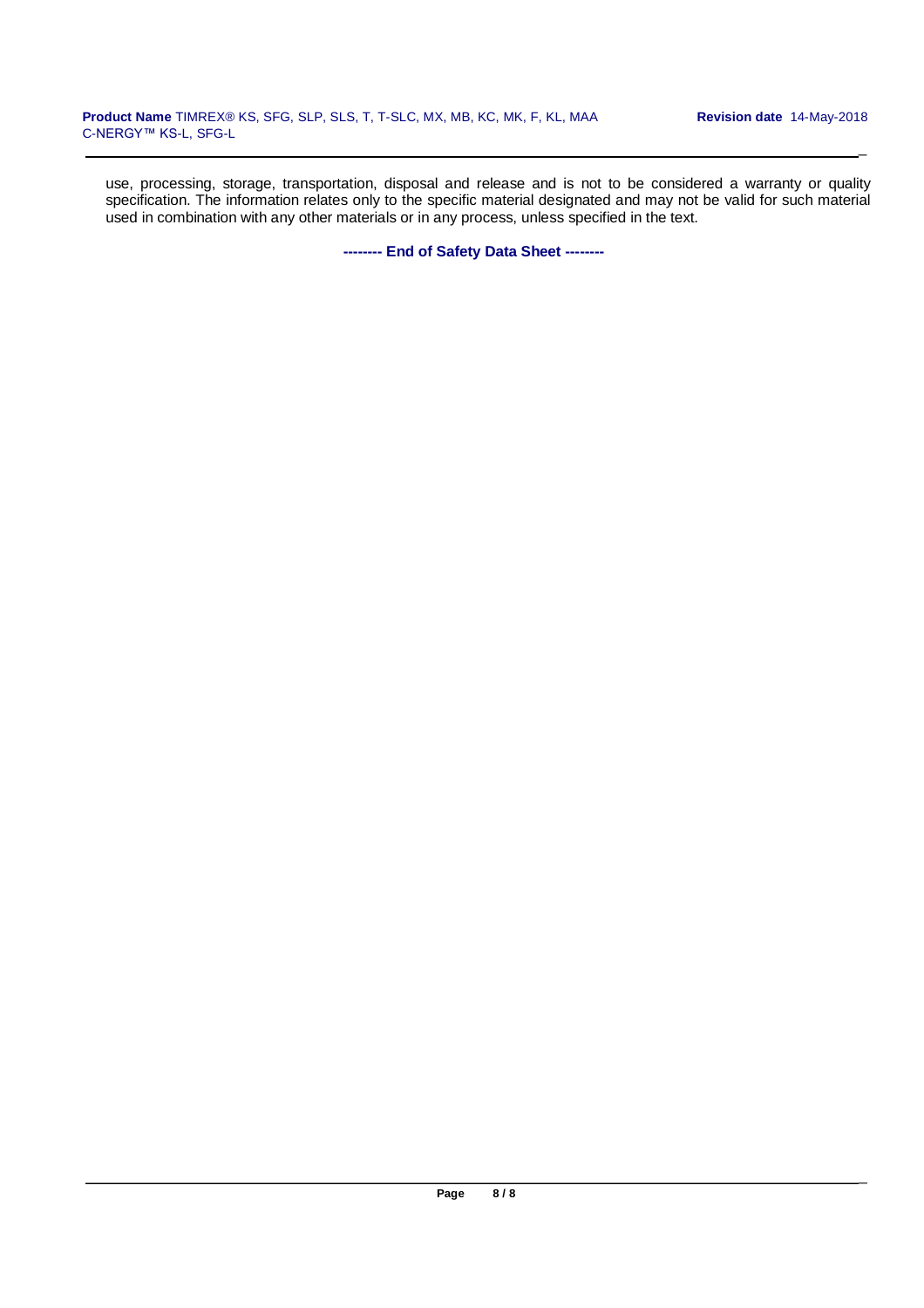use, processing, storage, transportation, disposal and release and is not to be considered a warranty or quality specification. The information relates only to the specific material designated and may not be valid for such material used in combination with any other materials or in any process, unless specified in the text.

**-------- End of Safety Data Sheet --------**